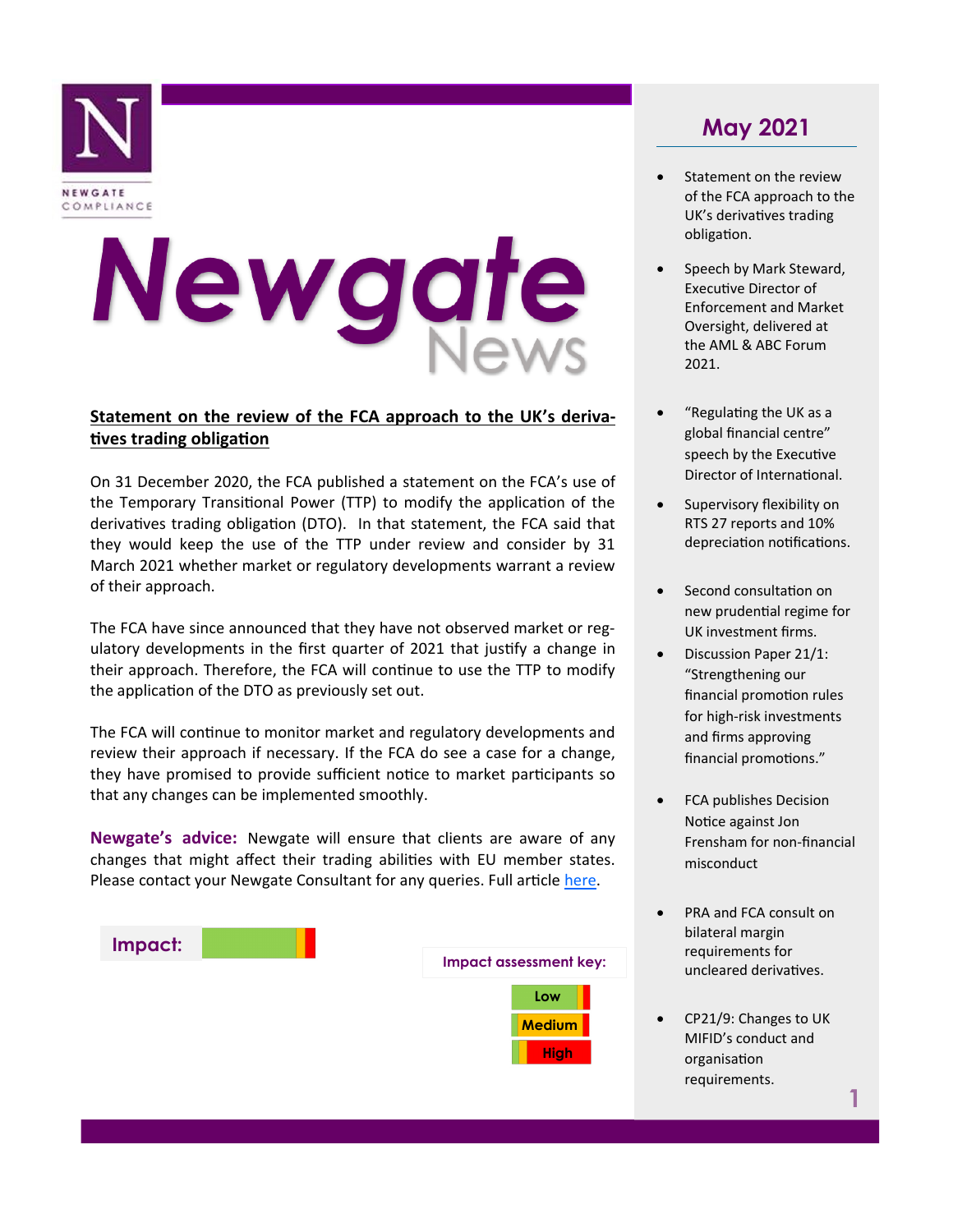NEWGATE COMPLIANCE

# Newgate News

## May 2021

- Statement on the review of the FCA approach to the UK's derivatives trading obligation.
- Speech by Mark Steward, Executive Director of Enforcement and Market Oversight, delivered at the AML & ABC Forum 2021.
- "Regulating the UK as a global financial centre" speech by the Executive Director of International.
- Supervisory flexibility on RTS 27 reports and 10% depreciation notifications.
- Second consultation on new prudential regime for UK investment firms.
- Discussion Paper 21/1: "Strengthening our financial promotion rules for high-risk investments and firms approving financial promotions."
- FCA publishes Decision Notice against Jon Frensham for non-financial misconduct
- PRA and FCA consult on bilateral margin requirements for uncleared derivatives.
- CP21/9: Changes to UK MIFID's conduct and organisation requirements.

## Statement on the review of the FCA approach to the UK's derivatives trading obligation

On 31 December 2020, the FCA published a statement on the FCA's use of the Temporary Transitional Power (TTP) to modify the application of the derivatives trading obligation (DTO). In that statement, the FCA said that they would keep the use of the TTP under review and consider by 31 March 2021 whether market or regulatory developments warrant a review of their approach.

The FCA have since announced that they have not observed market or regulatory developments in the first quarter of 2021 that justify a change in their approach. Therefore, the FCA will continue to use the TTP to modify the application of the DTO as previously set out.

The FCA will continue to monitor market and regulatory developments and review their approach if necessary. If the FCA do see a case for a change, they have promised to provide sufficient notice to market participants so that any changes can be implemented smoothly.

**Newgate's advice:** Newgate will ensure that clients are aware of any changes that might affect their trading abilities with EU member states. Please contact your Newgate Consultant for any queries. Full article here.

**Impact:** Low

**Impact assessment key:**

- Low
- Medium
- High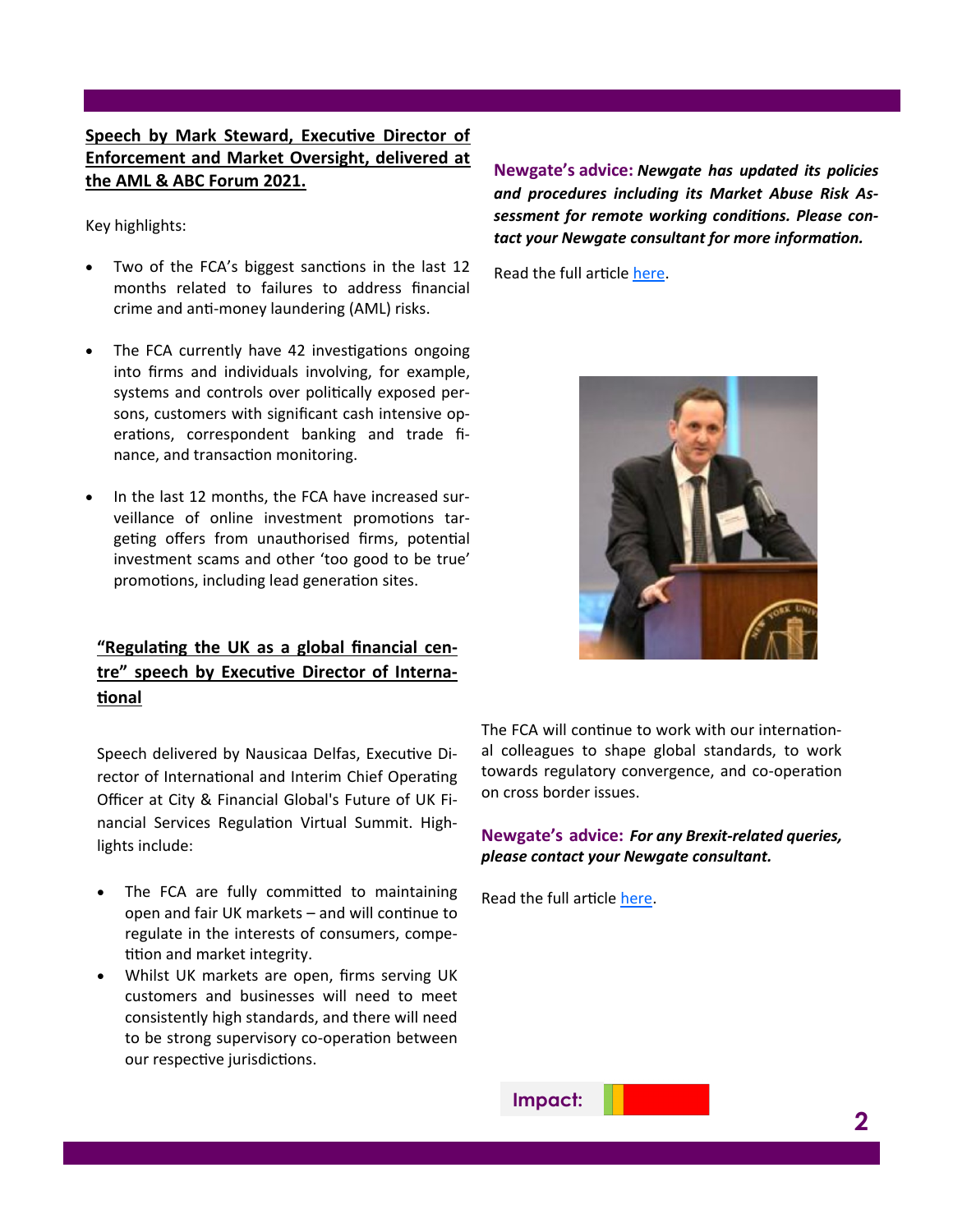**Speech by Mark Steward, Executive Director of Enforcement and Market Oversight, delivered at the AML & ABC Forum 2021.**

Key highlights:

- Two of the FCA's biggest sanctions in the last 12 months related to failures to address financial crime and anti-money laundering (AML) risks.
- The FCA currently have 42 investigations ongoing into firms and individuals involving, for example, systems and controls over politically exposed persons, customers with significant cash intensive operations, correspondent banking and trade finance, and transaction monitoring.
- In the last 12 months, the FCA have increased surveillance of online investment promotions targeting offers from unauthorised firms, potential investment scams and other 'too good to be true' promotions, including lead generation sites.

**Newgate's advice:** ***Newgate has updated its policies and procedures including its Market Abuse Risk Assessment for remote working conditions. Please contact your Newgate consultant for more information.***

Read the full article here.

**"Regulating the UK as a global financial centre" speech by Executive Director of International**

Speech delivered by Nausicaa Delfas, Executive Director of International and Interim Chief Operating Officer at City & Financial Global's Future of UK Financial Services Regulation Virtual Summit. Highlights include:

- The FCA are fully committed to maintaining open and fair UK markets – and will continue to regulate in the interests of consumers, competition and market integrity.
- Whilst UK markets are open, firms serving UK customers and businesses will need to meet consistently high standards, and there will need to be strong supervisory co-operation between our respective jurisdictions.

The FCA will continue to work with our international colleagues to shape global standards, to work towards regulatory convergence, and co-operation on cross border issues.

**Newgate's advice:** ***For any Brexit-related queries, please contact your Newgate consultant.***

Read the full article here.

Impact: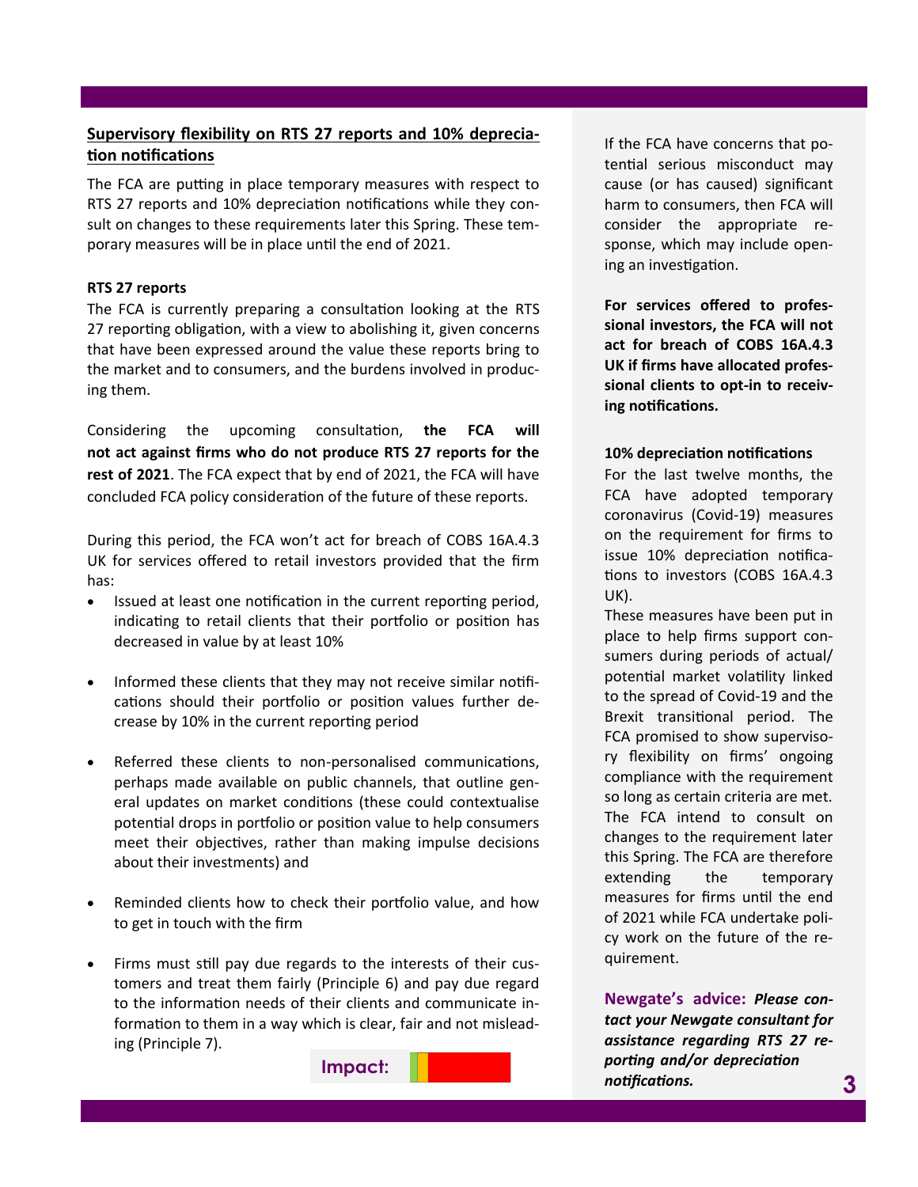## Supervisory flexibility on RTS 27 reports and 10% depreciation notifications

The FCA are putting in place temporary measures with respect to RTS 27 reports and 10% depreciation notifications while they consult on changes to these requirements later this Spring. These temporary measures will be in place until the end of 2021.

**RTS 27 reports**

The FCA is currently preparing a consultation looking at the RTS 27 reporting obligation, with a view to abolishing it, given concerns that have been expressed around the value these reports bring to the market and to consumers, and the burdens involved in producing them.

Considering the upcoming consultation, **the FCA will not act against firms who do not produce RTS 27 reports for the rest of 2021**. The FCA expect that by end of 2021, the FCA will have concluded FCA policy consideration of the future of these reports.

During this period, the FCA won't act for breach of COBS 16A.4.3 UK for services offered to retail investors provided that the firm has:

- Issued at least one notification in the current reporting period, indicating to retail clients that their portfolio or position has decreased in value by at least 10%
- Informed these clients that they may not receive similar notifications should their portfolio or position values further decrease by 10% in the current reporting period
- Referred these clients to non-personalised communications, perhaps made available on public channels, that outline general updates on market conditions (these could contextualise potential drops in portfolio or position value to help consumers meet their objectives, rather than making impulse decisions about their investments) and
- Reminded clients how to check their portfolio value, and how to get in touch with the firm
- Firms must still pay due regards to the interests of their customers and treat them fairly (Principle 6) and pay due regard to the information needs of their clients and communicate information to them in a way which is clear, fair and not misleading (Principle 7).

Impact:

If the FCA have concerns that potential serious misconduct may cause (or has caused) significant harm to consumers, then FCA will consider the appropriate response, which may include opening an investigation.

**For services offered to professional investors, the FCA will not act for breach of COBS 16A.4.3 UK if firms have allocated professional clients to opt-in to receiving notifications.**

**10% depreciation notifications**

For the last twelve months, the FCA have adopted temporary coronavirus (Covid-19) measures on the requirement for firms to issue 10% depreciation notifications to investors (COBS 16A.4.3 UK).

These measures have been put in place to help firms support consumers during periods of actual/potential market volatility linked to the spread of Covid-19 and the Brexit transitional period. The FCA promised to show supervisory flexibility on firms' ongoing compliance with the requirement so long as certain criteria are met. The FCA intend to consult on changes to the requirement later this Spring. The FCA are therefore extending the temporary measures for firms until the end of 2021 while FCA undertake policy work on the future of the requirement.

**Newgate's advice:** ***Please contact your Newgate consultant for assistance regarding RTS 27 reporting and/or depreciation notifications.***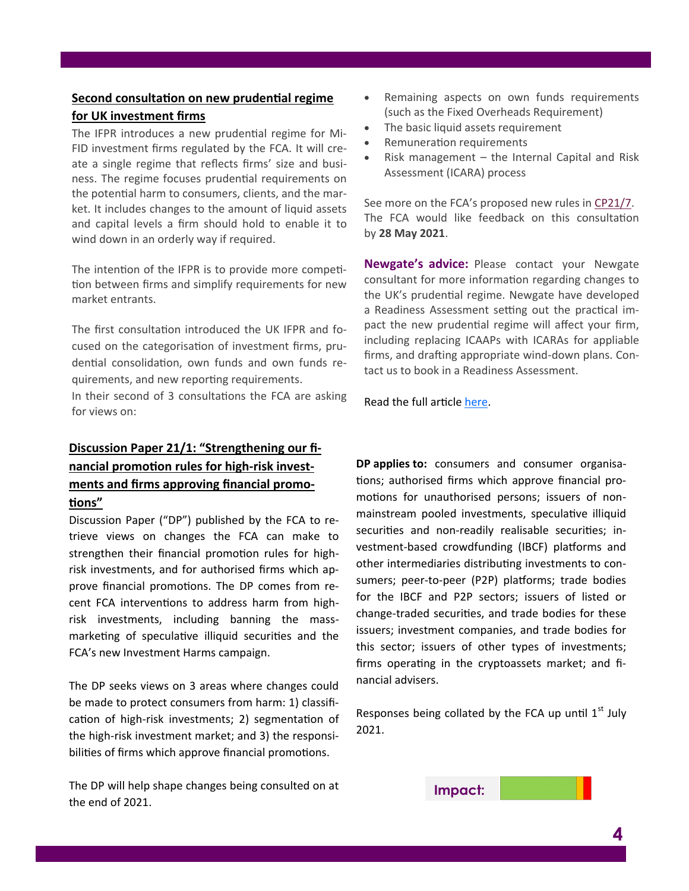## Second consultation on new prudential regime for UK investment firms

The IFPR introduces a new prudential regime for MiFID investment firms regulated by the FCA. It will create a single regime that reflects firms' size and business. The regime focuses prudential requirements on the potential harm to consumers, clients, and the market. It includes changes to the amount of liquid assets and capital levels a firm should hold to enable it to wind down in an orderly way if required.

The intention of the IFPR is to provide more competition between firms and simplify requirements for new market entrants.

The first consultation introduced the UK IFPR and focused on the categorisation of investment firms, prudential consolidation, own funds and own funds requirements, and new reporting requirements.

In their second of 3 consultations the FCA are asking for views on:

- Remaining aspects on own funds requirements (such as the Fixed Overheads Requirement)
- The basic liquid assets requirement
- Remuneration requirements
- Risk management – the Internal Capital and Risk Assessment (ICARA) process

See more on the FCA's proposed new rules in CP21/7. The FCA would like feedback on this consultation by **28 May 2021**.

**Newgate's advice:** Please contact your Newgate consultant for more information regarding changes to the UK's prudential regime. Newgate have developed a Readiness Assessment setting out the practical impact the new prudential regime will affect your firm, including replacing ICAAPs with ICARAs for appliable firms, and drafting appropriate wind-down plans. Contact us to book in a Readiness Assessment.

Read the full article here.

## Discussion Paper 21/1: "Strengthening our financial promotion rules for high-risk investments and firms approving financial promotions"

Discussion Paper ("DP") published by the FCA to retrieve views on changes the FCA can make to strengthen their financial promotion rules for high-risk investments, and for authorised firms which approve financial promotions. The DP comes from recent FCA interventions to address harm from high-risk investments, including banning the mass-marketing of speculative illiquid securities and the FCA's new Investment Harms campaign.

The DP seeks views on 3 areas where changes could be made to protect consumers from harm: 1) classification of high-risk investments; 2) segmentation of the high-risk investment market; and 3) the responsibilities of firms which approve financial promotions.

The DP will help shape changes being consulted on at the end of 2021.

**DP applies to:** consumers and consumer organisations; authorised firms which approve financial promotions for unauthorised persons; issuers of non-mainstream pooled investments, speculative illiquid securities and non-readily realisable securities; investment-based crowdfunding (IBCF) platforms and other intermediaries distributing investments to consumers; peer-to-peer (P2P) platforms; trade bodies for the IBCF and P2P sectors; issuers of listed or change-traded securities, and trade bodies for these issuers; investment companies, and trade bodies for this sector; issuers of other types of investments; firms operating in the cryptoassets market; and financial advisers.

Responses being collated by the FCA up until 1st July 2021.

Impact: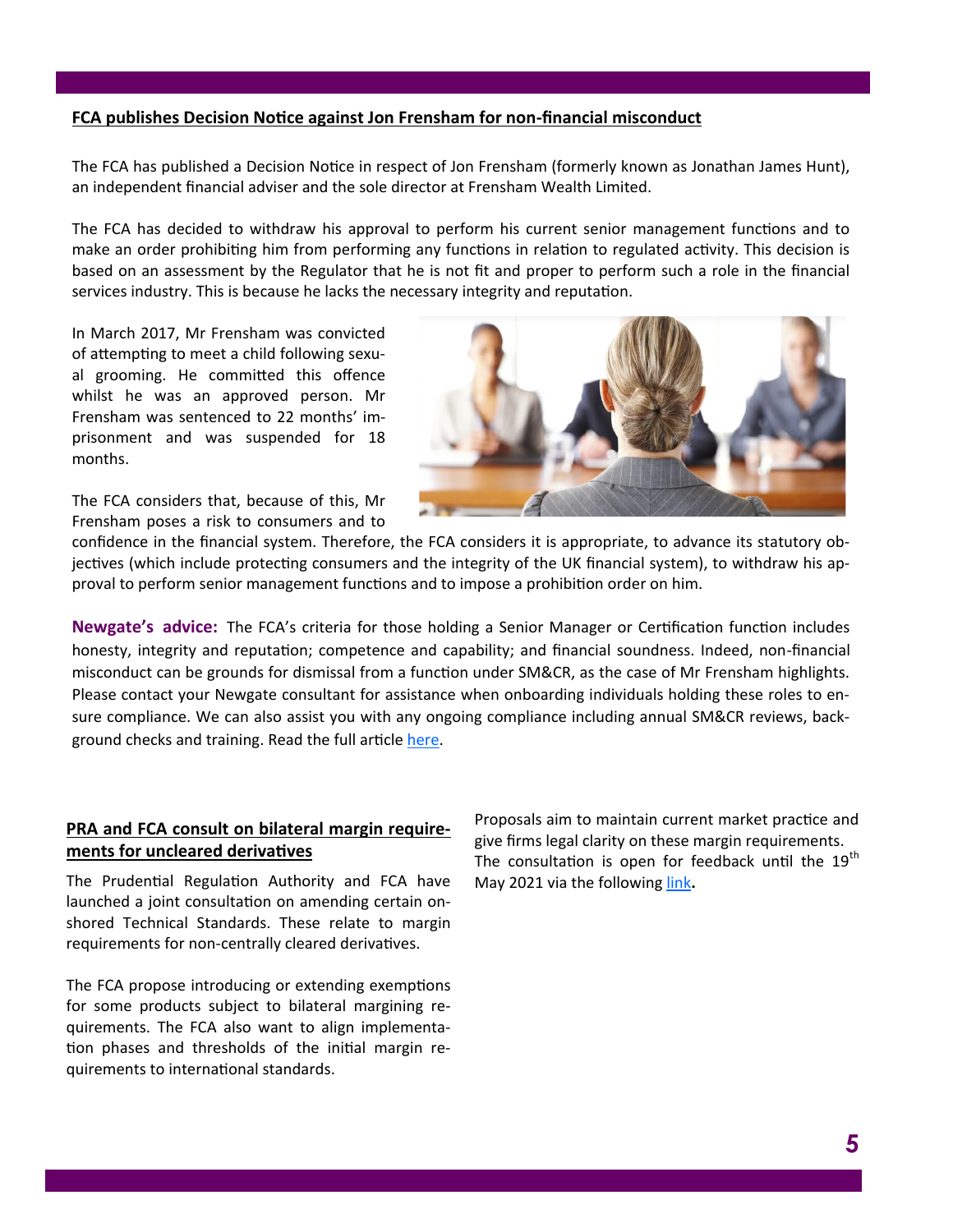## FCA publishes Decision Notice against Jon Frensham for non-financial misconduct

The FCA has published a Decision Notice in respect of Jon Frensham (formerly known as Jonathan James Hunt), an independent financial adviser and the sole director at Frensham Wealth Limited.

The FCA has decided to withdraw his approval to perform his current senior management functions and to make an order prohibiting him from performing any functions in relation to regulated activity. This decision is based on an assessment by the Regulator that he is not fit and proper to perform such a role in the financial services industry. This is because he lacks the necessary integrity and reputation.

In March 2017, Mr Frensham was convicted of attempting to meet a child following sexual grooming. He committed this offence whilst he was an approved person. Mr Frensham was sentenced to 22 months' imprisonment and was suspended for 18 months.

The FCA considers that, because of this, Mr Frensham poses a risk to consumers and to confidence in the financial system. Therefore, the FCA considers it is appropriate, to advance its statutory objectives (which include protecting consumers and the integrity of the UK financial system), to withdraw his approval to perform senior management functions and to impose a prohibition order on him.

**Newgate's advice:** The FCA's criteria for those holding a Senior Manager or Certification function includes honesty, integrity and reputation; competence and capability; and financial soundness. Indeed, non-financial misconduct can be grounds for dismissal from a function under SM&CR, as the case of Mr Frensham highlights. Please contact your Newgate consultant for assistance when onboarding individuals holding these roles to ensure compliance. We can also assist you with any ongoing compliance including annual SM&CR reviews, background checks and training. Read the full article here.

## PRA and FCA consult on bilateral margin requirements for uncleared derivatives

The Prudential Regulation Authority and FCA have launched a joint consultation on amending certain onshored Technical Standards. These relate to margin requirements for non-centrally cleared derivatives.

The FCA propose introducing or extending exemptions for some products subject to bilateral margining requirements. The FCA also want to align implementation phases and thresholds of the initial margin requirements to international standards.

Proposals aim to maintain current market practice and give firms legal clarity on these margin requirements. The consultation is open for feedback until the 19th May 2021 via the following link.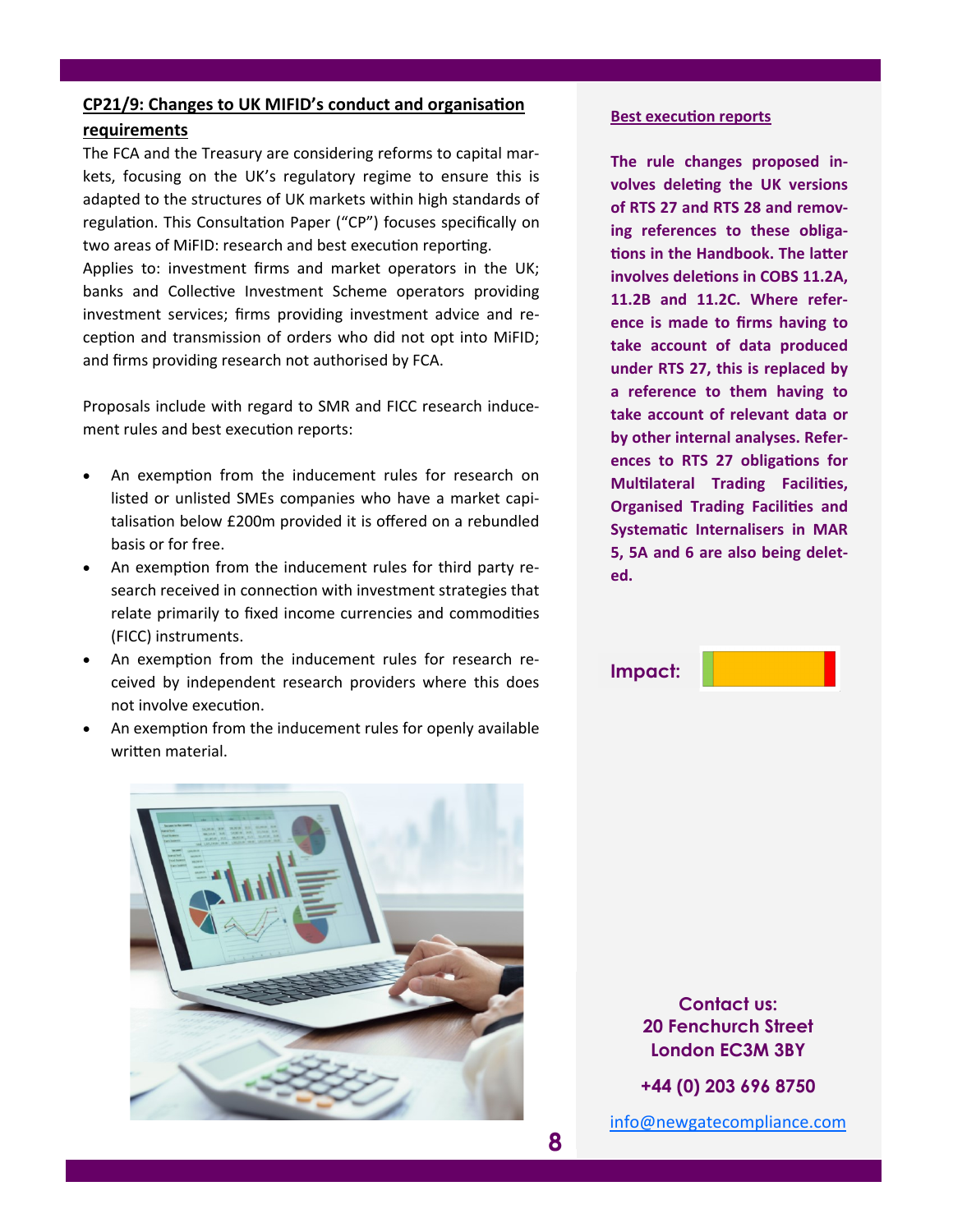## CP21/9: Changes to UK MIFID's conduct and organisation requirements

The FCA and the Treasury are considering reforms to capital markets, focusing on the UK's regulatory regime to ensure this is adapted to the structures of UK markets within high standards of regulation. This Consultation Paper ("CP") focuses specifically on two areas of MiFID: research and best execution reporting.

Applies to: investment firms and market operators in the UK; banks and Collective Investment Scheme operators providing investment services; firms providing investment advice and reception and transmission of orders who did not opt into MiFID; and firms providing research not authorised by FCA.

Proposals include with regard to SMR and FICC research inducement rules and best execution reports:

- An exemption from the inducement rules for research on listed or unlisted SMEs companies who have a market capitalisation below £200m provided it is offered on a rebundled basis or for free.
- An exemption from the inducement rules for third party research received in connection with investment strategies that relate primarily to fixed income currencies and commodities (FICC) instruments.
- An exemption from the inducement rules for research received by independent research providers where this does not involve execution.
- An exemption from the inducement rules for openly available written material.

### Best execution reports

**The rule changes proposed involves deleting the UK versions of RTS 27 and RTS 28 and removing references to these obligations in the Handbook. The latter involves deletions in COBS 11.2A, 11.2B and 11.2C. Where reference is made to firms having to take account of data produced under RTS 27, this is replaced by a reference to them having to take account of relevant data or by other internal analyses. References to RTS 27 obligations for Multilateral Trading Facilities, Organised Trading Facilities and Systematic Internalisers in MAR 5, 5A and 6 are also being deleted.**

**Impact:**

**Contact us:**
**20 Fenchurch Street**
**London EC3M 3BY**

**+44 (0) 203 696 8750**

info@newgatecompliance.com